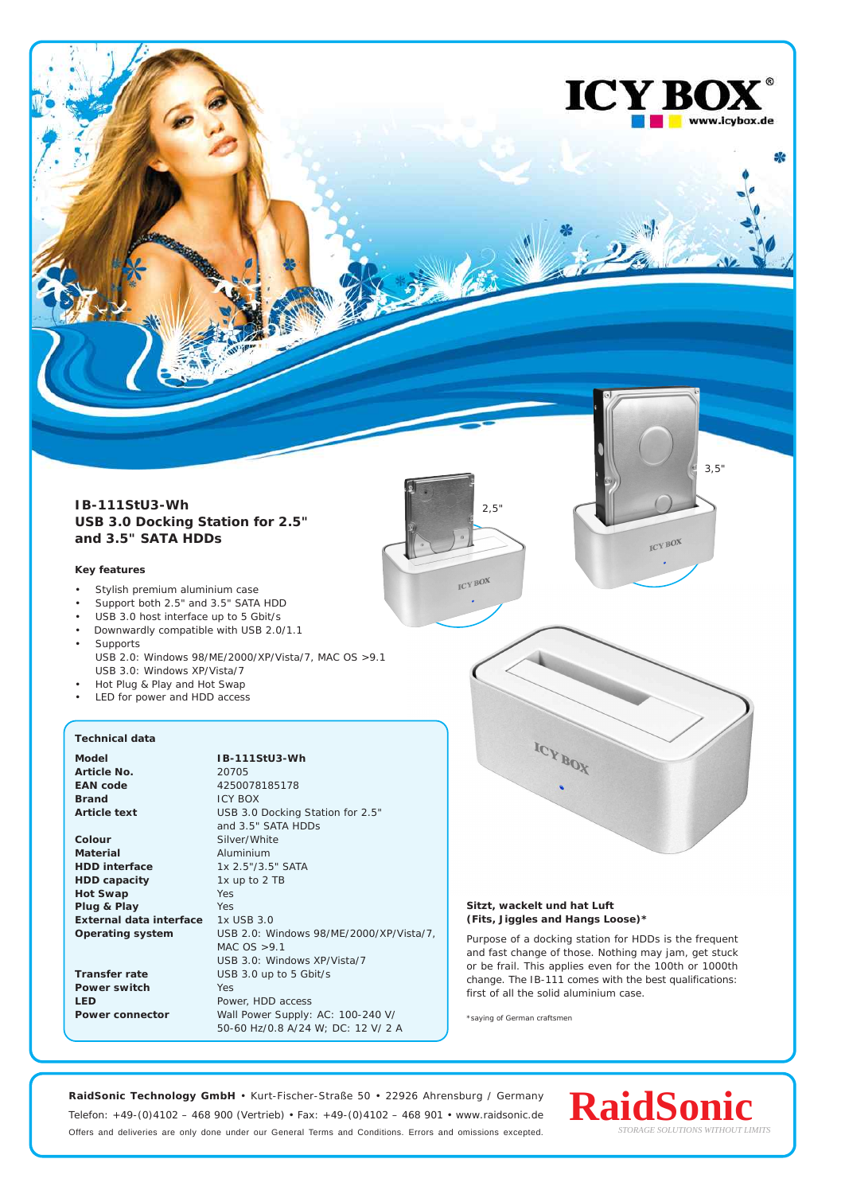# IB-111StU3-Wh
## USB 3.0 Docking Station for 2.5" and 3.5" SATA HDDs

### Key features

- Stylish premium aluminium case
- Support both 2.5" and 3.5" SATA HDD
- USB 3.0 host interface up to 5 Gbit/s
- Downwardly compatible with USB 2.0/1.1
- Supports
  USB 2.0: Windows 98/ME/2000/XP/Vista/7, MAC OS >9.1
  USB 3.0: Windows XP/Vista/7
- Hot Plug & Play and Hot Swap
- LED for power and HDD access

### Technical data

| | |
|---|---|
| **Model** | **IB-111StU3-Wh** |
| **Article No.** | 20705 |
| **EAN code** | 4250078185178 |
| **Brand** | ICY BOX |
| **Article text** | USB 3.0 Docking Station for 2.5" and 3.5" SATA HDDs |
| **Colour** | Silver/White |
| **Material** | Aluminium |
| **HDD interface** | 1x 2.5"/3.5" SATA |
| **HDD capacity** | 1x up to 2 TB |
| **Hot Swap** | Yes |
| **Plug & Play** | Yes |
| **External data interface** | 1x USB 3.0 |
| **Operating system** | USB 2.0: Windows 98/ME/2000/XP/Vista/7, MAC OS >9.1<br>USB 3.0: Windows XP/Vista/7 |
| **Transfer rate** | USB 3.0 up to 5 Gbit/s |
| **Power switch** | Yes |
| **LED** | Power, HDD access |
| **Power connector** | Wall Power Supply: AC: 100-240 V/ 50-60 Hz/0.8 A/24 W; DC: 12 V/ 2 A |

**Sitzt, wackelt und hat Luft (Fits, Jiggles and Hangs Loose)***

Purpose of a docking station for HDDs is the frequent and fast change of those. Nothing may jam, get stuck or be frail. This applies even for the 100th or 1000th change. The IB-111 comes with the best qualifications: first of all the solid aluminium case.

*saying of German craftsmen

**RaidSonic Technology GmbH** • Kurt-Fischer-Straße 50 • 22926 Ahrensburg / Germany
Telefon: +49-(0)4102 – 468 900 (Vertrieb) • Fax: +49-(0)4102 – 468 901 • www.raidsonic.de
Offers and deliveries are only done under our General Terms and Conditions. Errors and omissions excepted.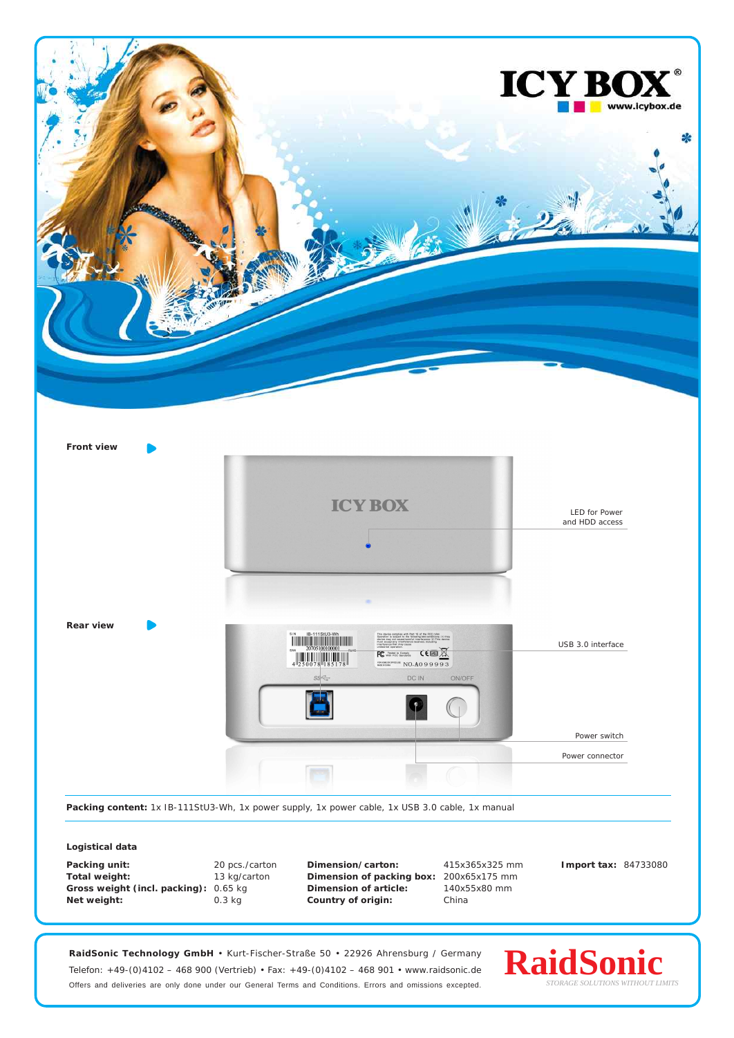ICY BOX®

www.icybox.de

**Front view**

ICY BOX

LED for Power and HDD access

**Rear view**

USB 3.0 interface

Power switch

Power connector

**Packing content:** 1x IB-111StU3-Wh, 1x power supply, 1x power cable, 1x USB 3.0 cable, 1x manual

### Logistical data

| | | | | | |
|---|---|---|---|---|---|
| **Packing unit:** | 20 pcs./carton | **Dimension/carton:** | 415x365x325 mm | **Import tax:** | 84733080 |
| **Total weight:** | 13 kg/carton | **Dimension of packing box:** | 200x65x175 mm | | |
| **Gross weight (incl. packing):** | 0.65 kg | **Dimension of article:** | 140x55x80 mm | | |
| **Net weight:** | 0.3 kg | **Country of origin:** | China | | |

**RaidSonic Technology GmbH** • Kurt-Fischer-Straße 50 • 22926 Ahrensburg / Germany
Telefon: +49-(0)4102 – 468 900 (Vertrieb) • Fax: +49-(0)4102 – 468 901 • www.raidsonic.de
Offers and deliveries are only done under our General Terms and Conditions. Errors and omissions excepted.

RaidSonic
STORAGE SOLUTIONS WITHOUT LIMITS